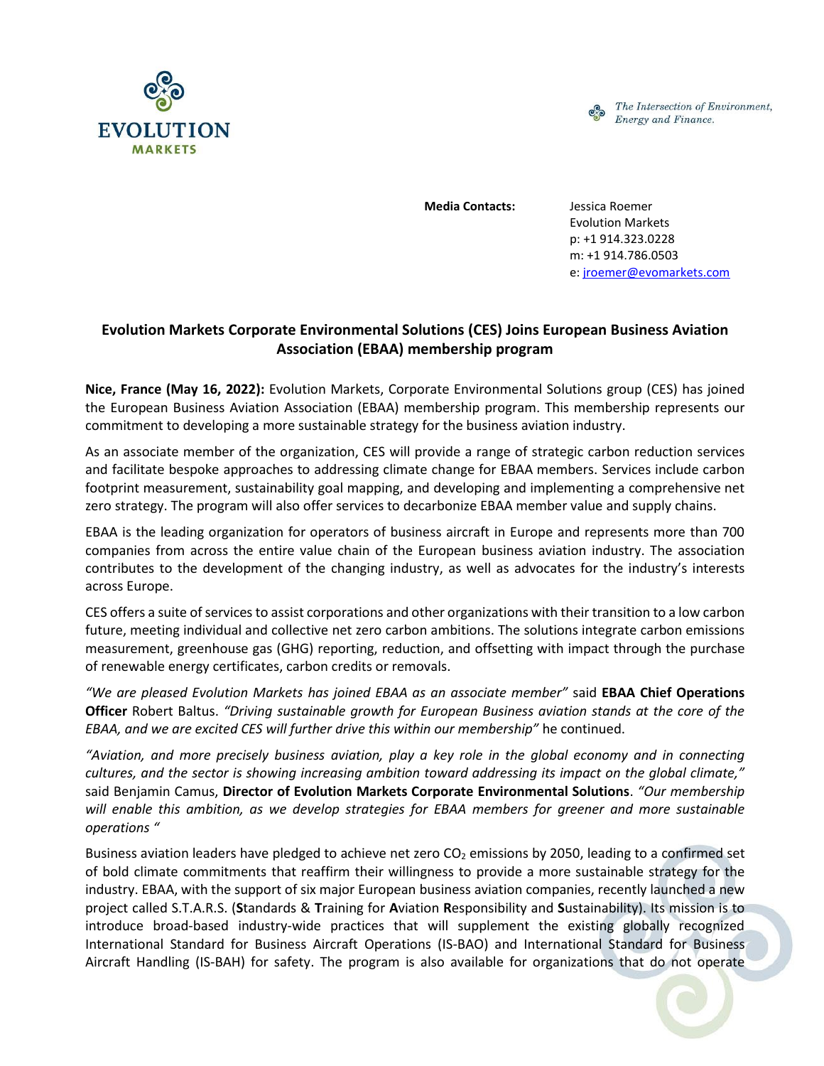EVOLUTION MARKETS

*The Intersection of Environment, Energy and Finance.*

**Media Contacts:**

Jessica Roemer
Evolution Markets
p: +1 914.323.0228
m: +1 914.786.0503
e: jroemer@evomarkets.com

## Evolution Markets Corporate Environmental Solutions (CES) Joins European Business Aviation Association (EBAA) membership program

**Nice, France (May 16, 2022):** Evolution Markets, Corporate Environmental Solutions group (CES) has joined the European Business Aviation Association (EBAA) membership program. This membership represents our commitment to developing a more sustainable strategy for the business aviation industry.

As an associate member of the organization, CES will provide a range of strategic carbon reduction services and facilitate bespoke approaches to addressing climate change for EBAA members. Services include carbon footprint measurement, sustainability goal mapping, and developing and implementing a comprehensive net zero strategy. The program will also offer services to decarbonize EBAA member value and supply chains.

EBAA is the leading organization for operators of business aircraft in Europe and represents more than 700 companies from across the entire value chain of the European business aviation industry. The association contributes to the development of the changing industry, as well as advocates for the industry's interests across Europe.

CES offers a suite of services to assist corporations and other organizations with their transition to a low carbon future, meeting individual and collective net zero carbon ambitions. The solutions integrate carbon emissions measurement, greenhouse gas (GHG) reporting, reduction, and offsetting with impact through the purchase of renewable energy certificates, carbon credits or removals.

*"We are pleased Evolution Markets has joined EBAA as an associate member"* said **EBAA Chief Operations Officer** Robert Baltus. *"Driving sustainable growth for European Business aviation stands at the core of the EBAA, and we are excited CES will further drive this within our membership"* he continued.

*"Aviation, and more precisely business aviation, play a key role in the global economy and in connecting cultures, and the sector is showing increasing ambition toward addressing its impact on the global climate,"* said Benjamin Camus, **Director of Evolution Markets Corporate Environmental Solutions**. *"Our membership will enable this ambition, as we develop strategies for EBAA members for greener and more sustainable operations "*

Business aviation leaders have pledged to achieve net zero $CO_2$ emissions by 2050, leading to a confirmed set of bold climate commitments that reaffirm their willingness to provide a more sustainable strategy for the industry. EBAA, with the support of six major European business aviation companies, recently launched a new project called S.T.A.R.S. (**S**tandards & **T**raining for **A**viation **R**esponsibility and **S**ustainability). Its mission is to introduce broad-based industry-wide practices that will supplement the existing globally recognized International Standard for Business Aircraft Operations (IS-BAO) and International Standard for Business Aircraft Handling (IS-BAH) for safety. The program is also available for organizations that do not operate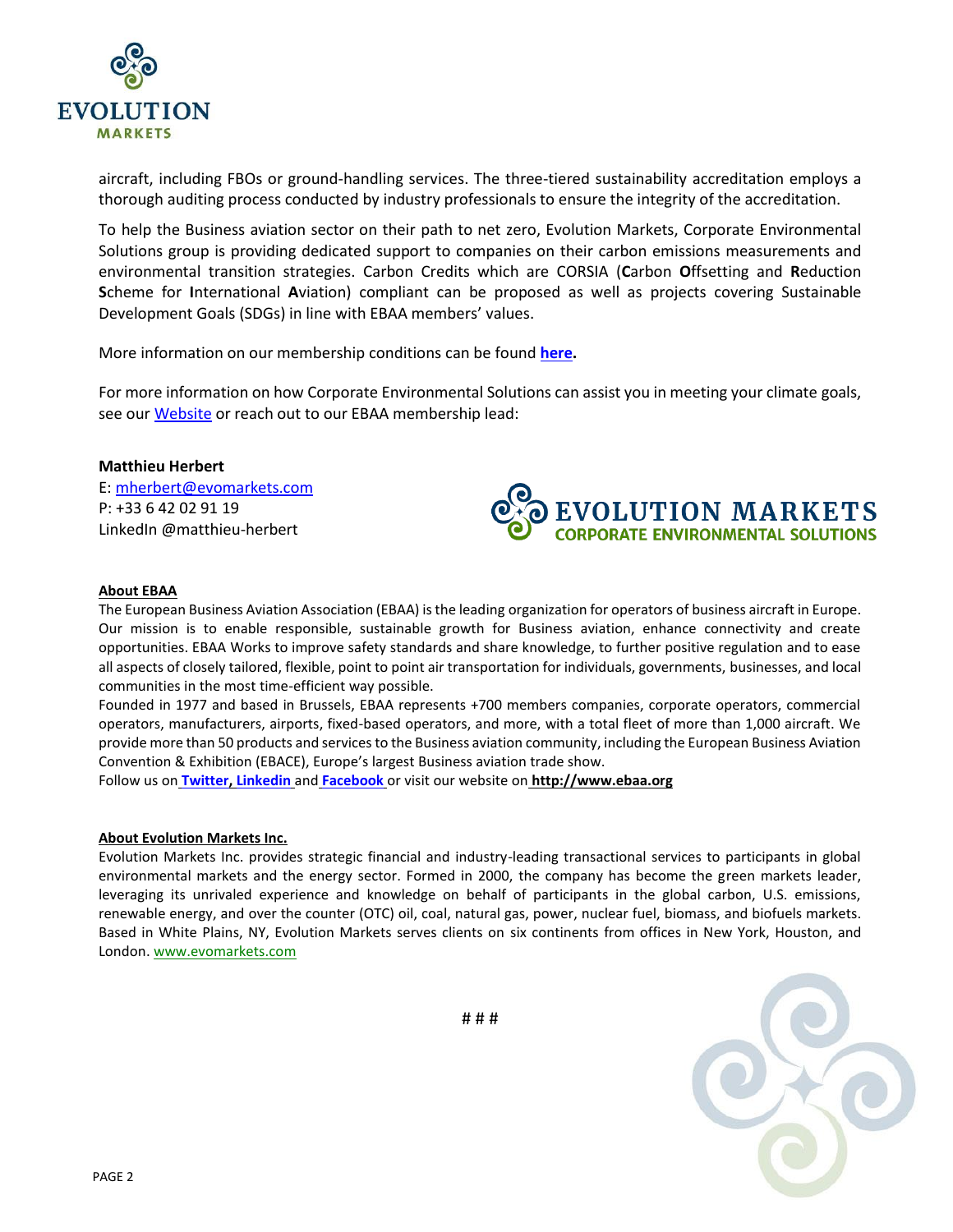aircraft, including FBOs or ground-handling services. The three-tiered sustainability accreditation employs a thorough auditing process conducted by industry professionals to ensure the integrity of the accreditation.

To help the Business aviation sector on their path to net zero, Evolution Markets, Corporate Environmental Solutions group is providing dedicated support to companies on their carbon emissions measurements and environmental transition strategies. Carbon Credits which are CORSIA (**C**arbon **O**ffsetting and **R**eduction **S**cheme for **I**nternational **A**viation) compliant can be proposed as well as projects covering Sustainable Development Goals (SDGs) in line with EBAA members' values.

More information on our membership conditions can be found **here.**

For more information on how Corporate Environmental Solutions can assist you in meeting your climate goals, see our Website or reach out to our EBAA membership lead:

**Matthieu Herbert**
E: mherbert@evomarkets.com
P: +33 6 42 02 91 19
LinkedIn @matthieu-herbert

**About EBAA**

The European Business Aviation Association (EBAA) is the leading organization for operators of business aircraft in Europe. Our mission is to enable responsible, sustainable growth for Business aviation, enhance connectivity and create opportunities. EBAA Works to improve safety standards and share knowledge, to further positive regulation and to ease all aspects of closely tailored, flexible, point to point air transportation for individuals, governments, businesses, and local communities in the most time-efficient way possible.

Founded in 1977 and based in Brussels, EBAA represents +700 members companies, corporate operators, commercial operators, manufacturers, airports, fixed-based operators, and more, with a total fleet of more than 1,000 aircraft. We provide more than 50 products and services to the Business aviation community, including the European Business Aviation Convention & Exhibition (EBACE), Europe's largest Business aviation trade show.

Follow us on **Twitter, Linkedin** and **Facebook** or visit our website on **http://www.ebaa.org**

**About Evolution Markets Inc.**

Evolution Markets Inc. provides strategic financial and industry-leading transactional services to participants in global environmental markets and the energy sector. Formed in 2000, the company has become the green markets leader, leveraging its unrivaled experience and knowledge on behalf of participants in the global carbon, U.S. emissions, renewable energy, and over the counter (OTC) oil, coal, natural gas, power, nuclear fuel, biomass, and biofuels markets. Based in White Plains, NY, Evolution Markets serves clients on six continents from offices in New York, Houston, and London. www.evomarkets.com

# # #